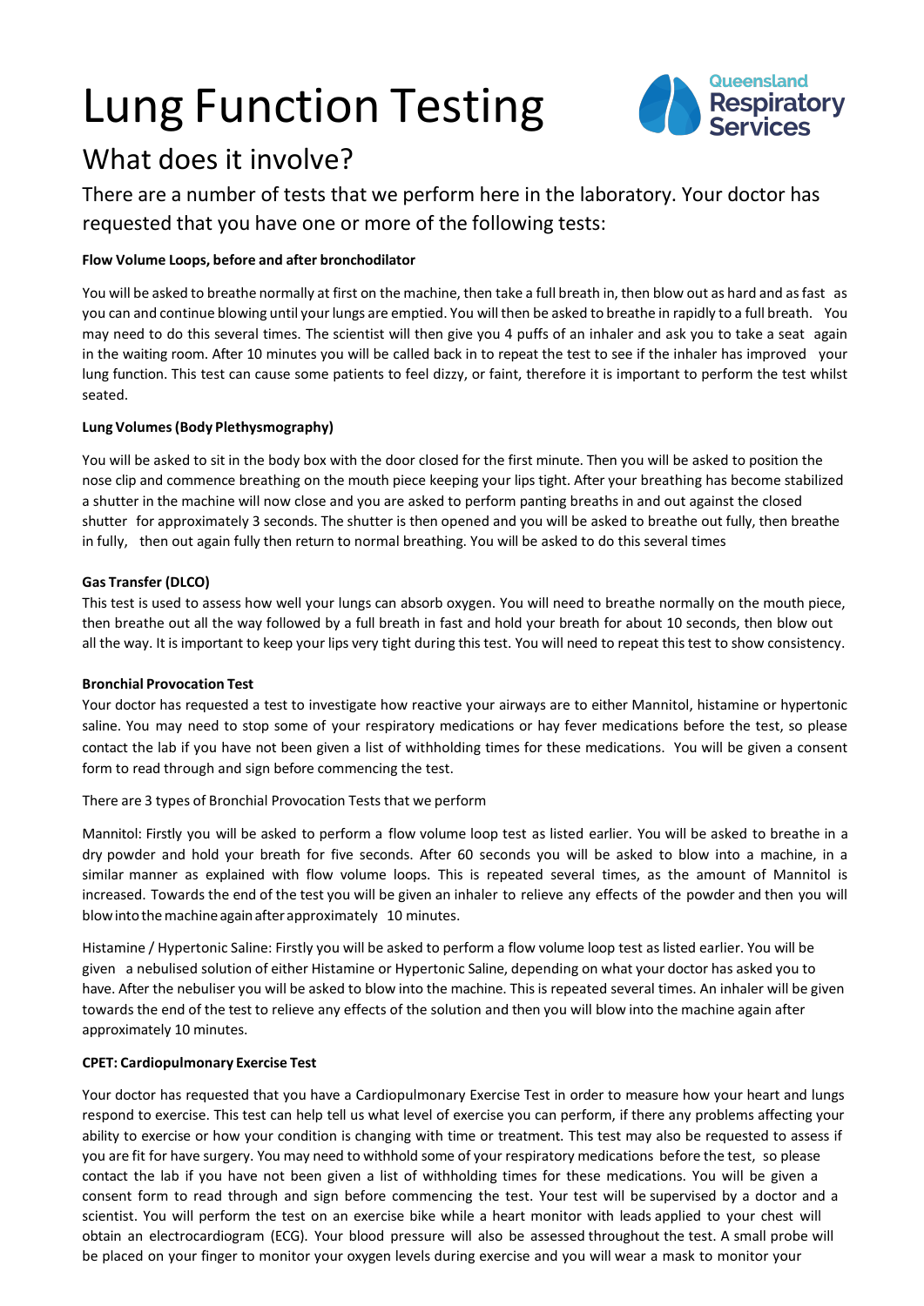# Lung Function Testing

Queensland Respiratory Services

## What does it involve?

There are a number of tests that we perform here in the laboratory. Your doctor has requested that you have one or more of the following tests:

**Flow Volume Loops, before and after bronchodilator**

You will be asked to breathe normally at first on the machine, then take a full breath in, then blow out as hard and as fast as you can and continue blowing until your lungs are emptied. You will then be asked to breathe in rapidly to a full breath. You may need to do this several times. The scientist will then give you 4 puffs of an inhaler and ask you to take a seat again in the waiting room. After 10 minutes you will be called back in to repeat the test to see if the inhaler has improved your lung function. This test can cause some patients to feel dizzy, or faint, therefore it is important to perform the test whilst seated.

**Lung Volumes (Body Plethysmography)**

You will be asked to sit in the body box with the door closed for the first minute. Then you will be asked to position the nose clip and commence breathing on the mouth piece keeping your lips tight. After your breathing has become stabilized a shutter in the machine will now close and you are asked to perform panting breaths in and out against the closed shutter for approximately 3 seconds. The shutter is then opened and you will be asked to breathe out fully, then breathe in fully, then out again fully then return to normal breathing. You will be asked to do this several times

**Gas Transfer (DLCO)**

This test is used to assess how well your lungs can absorb oxygen. You will need to breathe normally on the mouth piece, then breathe out all the way followed by a full breath in fast and hold your breath for about 10 seconds, then blow out all the way. It is important to keep your lips very tight during this test. You will need to repeat this test to show consistency.

**Bronchial Provocation Test**

Your doctor has requested a test to investigate how reactive your airways are to either Mannitol, histamine or hypertonic saline. You may need to stop some of your respiratory medications or hay fever medications before the test, so please contact the lab if you have not been given a list of withholding times for these medications. You will be given a consent form to read through and sign before commencing the test.

There are 3 types of Bronchial Provocation Tests that we perform

Mannitol: Firstly you will be asked to perform a flow volume loop test as listed earlier. You will be asked to breathe in a dry powder and hold your breath for five seconds. After 60 seconds you will be asked to blow into a machine, in a similar manner as explained with flow volume loops. This is repeated several times, as the amount of Mannitol is increased. Towards the end of the test you will be given an inhaler to relieve any effects of the powder and then you will blow into the machine again after approximately 10 minutes.

Histamine / Hypertonic Saline: Firstly you will be asked to perform a flow volume loop test as listed earlier. You will be given a nebulised solution of either Histamine or Hypertonic Saline, depending on what your doctor has asked you to have. After the nebuliser you will be asked to blow into the machine. This is repeated several times. An inhaler will be given towards the end of the test to relieve any effects of the solution and then you will blow into the machine again after approximately 10 minutes.

**CPET: Cardiopulmonary Exercise Test**

Your doctor has requested that you have a Cardiopulmonary Exercise Test in order to measure how your heart and lungs respond to exercise. This test can help tell us what level of exercise you can perform, if there any problems affecting your ability to exercise or how your condition is changing with time or treatment. This test may also be requested to assess if you are fit for have surgery. You may need to withhold some of your respiratory medications before the test, so please contact the lab if you have not been given a list of withholding times for these medications. You will be given a consent form to read through and sign before commencing the test. Your test will be supervised by a doctor and a scientist. You will perform the test on an exercise bike while a heart monitor with leads applied to your chest will obtain an electrocardiogram (ECG). Your blood pressure will also be assessed throughout the test. A small probe will be placed on your finger to monitor your oxygen levels during exercise and you will wear a mask to monitor your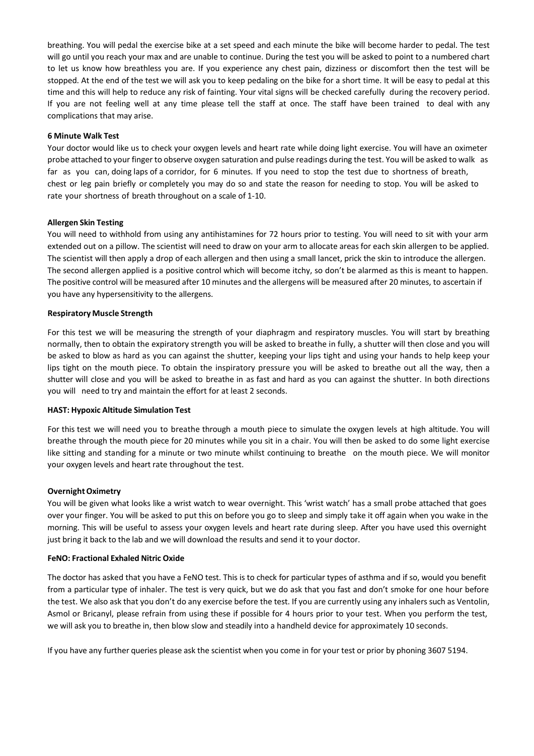breathing. You will pedal the exercise bike at a set speed and each minute the bike will become harder to pedal. The test will go until you reach your max and are unable to continue. During the test you will be asked to point to a numbered chart to let us know how breathless you are. If you experience any chest pain, dizziness or discomfort then the test will be stopped. At the end of the test we will ask you to keep pedaling on the bike for a short time. It will be easy to pedal at this time and this will help to reduce any risk of fainting. Your vital signs will be checked carefully during the recovery period. If you are not feeling well at any time please tell the staff at once. The staff have been trained to deal with any complications that may arise.

**6 Minute Walk Test**

Your doctor would like us to check your oxygen levels and heart rate while doing light exercise. You will have an oximeter probe attached to your finger to observe oxygen saturation and pulse readings during the test. You will be asked to walk as far as you can, doing laps of a corridor, for 6 minutes. If you need to stop the test due to shortness of breath, chest or leg pain briefly or completely you may do so and state the reason for needing to stop. You will be asked to rate your shortness of breath throughout on a scale of 1-10.

**Allergen Skin Testing**

You will need to withhold from using any antihistamines for 72 hours prior to testing. You will need to sit with your arm extended out on a pillow. The scientist will need to draw on your arm to allocate areas for each skin allergen to be applied. The scientist will then apply a drop of each allergen and then using a small lancet, prick the skin to introduce the allergen. The second allergen applied is a positive control which will become itchy, so don't be alarmed as this is meant to happen. The positive control will be measured after 10 minutes and the allergens will be measured after 20 minutes, to ascertain if you have any hypersensitivity to the allergens.

**Respiratory Muscle Strength**

For this test we will be measuring the strength of your diaphragm and respiratory muscles. You will start by breathing normally, then to obtain the expiratory strength you will be asked to breathe in fully, a shutter will then close and you will be asked to blow as hard as you can against the shutter, keeping your lips tight and using your hands to help keep your lips tight on the mouth piece. To obtain the inspiratory pressure you will be asked to breathe out all the way, then a shutter will close and you will be asked to breathe in as fast and hard as you can against the shutter. In both directions you will need to try and maintain the effort for at least 2 seconds.

**HAST: Hypoxic Altitude Simulation Test**

For this test we will need you to breathe through a mouth piece to simulate the oxygen levels at high altitude. You will breathe through the mouth piece for 20 minutes while you sit in a chair. You will then be asked to do some light exercise like sitting and standing for a minute or two minute whilst continuing to breathe on the mouth piece. We will monitor your oxygen levels and heart rate throughout the test.

**Overnight Oximetry**

You will be given what looks like a wrist watch to wear overnight. This 'wrist watch' has a small probe attached that goes over your finger. You will be asked to put this on before you go to sleep and simply take it off again when you wake in the morning. This will be useful to assess your oxygen levels and heart rate during sleep. After you have used this overnight just bring it back to the lab and we will download the results and send it to your doctor.

**FeNO: Fractional Exhaled Nitric Oxide**

The doctor has asked that you have a FeNO test. This is to check for particular types of asthma and if so, would you benefit from a particular type of inhaler. The test is very quick, but we do ask that you fast and don't smoke for one hour before the test. We also ask that you don't do any exercise before the test. If you are currently using any inhalers such as Ventolin, Asmol or Bricanyl, please refrain from using these if possible for 4 hours prior to your test. When you perform the test, we will ask you to breathe in, then blow slow and steadily into a handheld device for approximately 10 seconds.

If you have any further queries please ask the scientist when you come in for your test or prior by phoning 3607 5194.